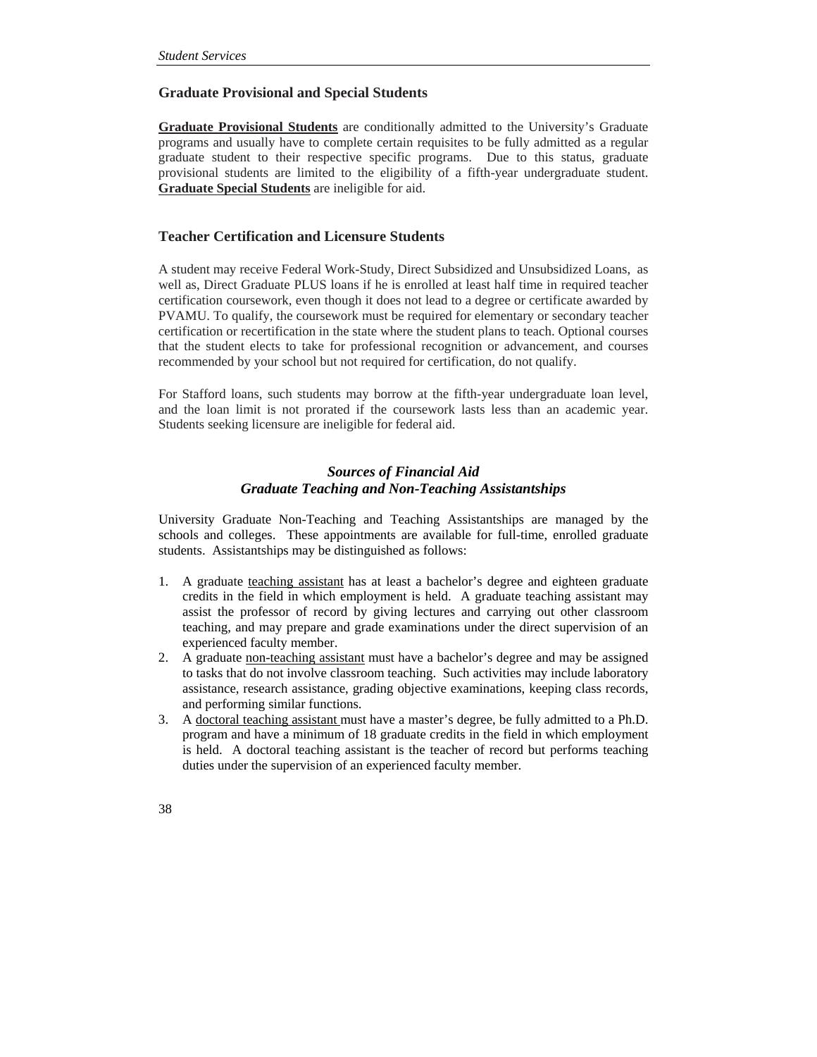## Graduate Provisional and Special Students

**Graduate Provisional Students** are conditionally admitted to the University's Graduate programs and usually have to complete certain requisites to be fully admitted as a regular graduate student to their respective specific programs. Due to this status, graduate provisional students are limited to the eligibility of a fifth-year undergraduate student. **Graduate Special Students** are ineligible for aid.

## Teacher Certification and Licensure Students

A student may receive Federal Work-Study, Direct Subsidized and Unsubsidized Loans, as well as, Direct Graduate PLUS loans if he is enrolled at least half time in required teacher certification coursework, even though it does not lead to a degree or certificate awarded by PVAMU. To qualify, the coursework must be required for elementary or secondary teacher certification or recertification in the state where the student plans to teach. Optional courses that the student elects to take for professional recognition or advancement, and courses recommended by your school but not required for certification, do not qualify.

For Stafford loans, such students may borrow at the fifth-year undergraduate loan level, and the loan limit is not prorated if the coursework lasts less than an academic year. Students seeking licensure are ineligible for federal aid.

## *Sources of Financial Aid*

### *Graduate Teaching and Non-Teaching Assistantships*

University Graduate Non-Teaching and Teaching Assistantships are managed by the schools and colleges. These appointments are available for full-time, enrolled graduate students. Assistantships may be distinguished as follows:

1. A graduate teaching assistant has at least a bachelor's degree and eighteen graduate credits in the field in which employment is held. A graduate teaching assistant may assist the professor of record by giving lectures and carrying out other classroom teaching, and may prepare and grade examinations under the direct supervision of an experienced faculty member.
2. A graduate non-teaching assistant must have a bachelor's degree and may be assigned to tasks that do not involve classroom teaching. Such activities may include laboratory assistance, research assistance, grading objective examinations, keeping class records, and performing similar functions.
3. A doctoral teaching assistant must have a master's degree, be fully admitted to a Ph.D. program and have a minimum of 18 graduate credits in the field in which employment is held. A doctoral teaching assistant is the teacher of record but performs teaching duties under the supervision of an experienced faculty member.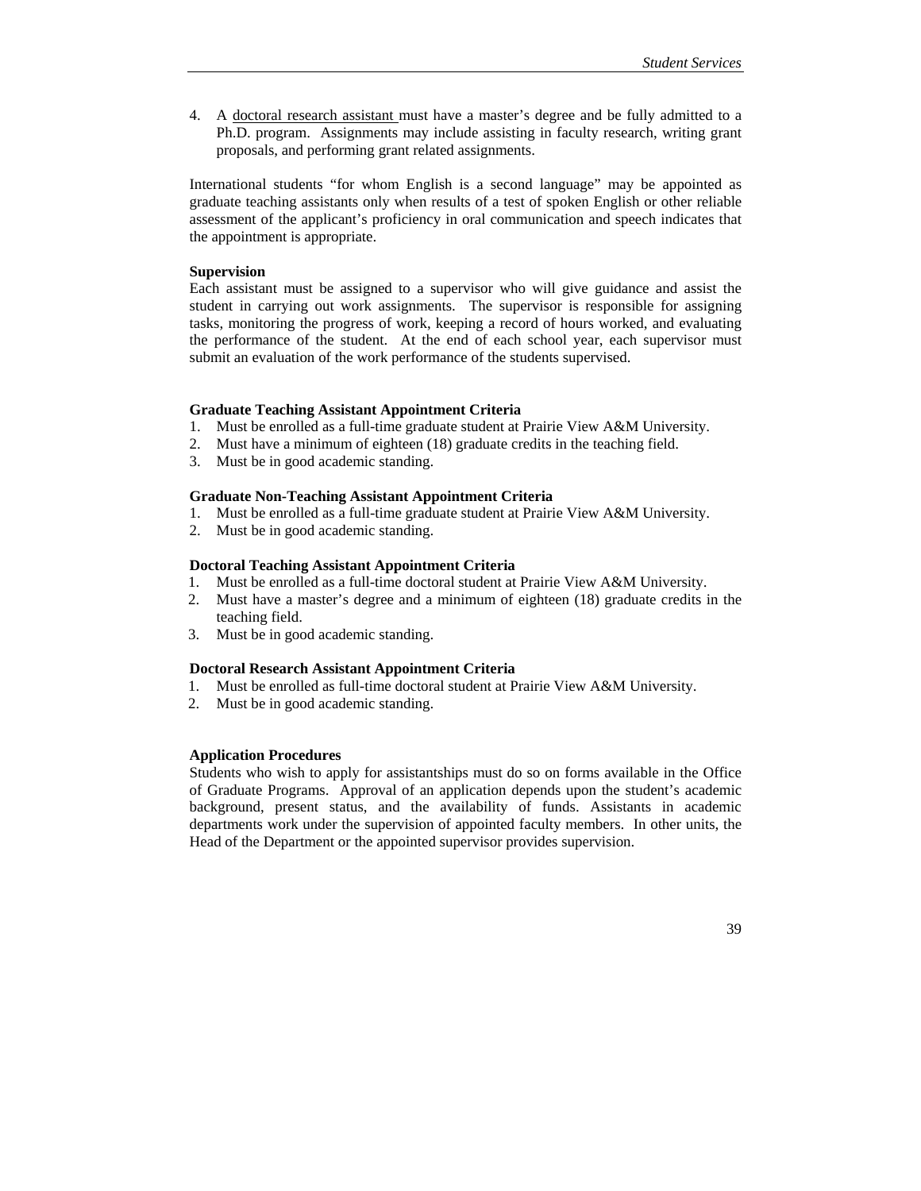4. A <u>doctoral research assistant</u> must have a master's degree and be fully admitted to a Ph.D. program. Assignments may include assisting in faculty research, writing grant proposals, and performing grant related assignments.

International students "for whom English is a second language" may be appointed as graduate teaching assistants only when results of a test of spoken English or other reliable assessment of the applicant's proficiency in oral communication and speech indicates that the appointment is appropriate.

**Supervision**

Each assistant must be assigned to a supervisor who will give guidance and assist the student in carrying out work assignments. The supervisor is responsible for assigning tasks, monitoring the progress of work, keeping a record of hours worked, and evaluating the performance of the student. At the end of each school year, each supervisor must submit an evaluation of the work performance of the students supervised.

**Graduate Teaching Assistant Appointment Criteria**

1. Must be enrolled as a full-time graduate student at Prairie View A&M University.
2. Must have a minimum of eighteen (18) graduate credits in the teaching field.
3. Must be in good academic standing.

**Graduate Non-Teaching Assistant Appointment Criteria**

1. Must be enrolled as a full-time graduate student at Prairie View A&M University.
2. Must be in good academic standing.

**Doctoral Teaching Assistant Appointment Criteria**

1. Must be enrolled as a full-time doctoral student at Prairie View A&M University.
2. Must have a master's degree and a minimum of eighteen (18) graduate credits in the teaching field.
3. Must be in good academic standing.

**Doctoral Research Assistant Appointment Criteria**

1. Must be enrolled as full-time doctoral student at Prairie View A&M University.
2. Must be in good academic standing.

**Application Procedures**

Students who wish to apply for assistantships must do so on forms available in the Office of Graduate Programs. Approval of an application depends upon the student's academic background, present status, and the availability of funds. Assistants in academic departments work under the supervision of appointed faculty members. In other units, the Head of the Department or the appointed supervisor provides supervision.